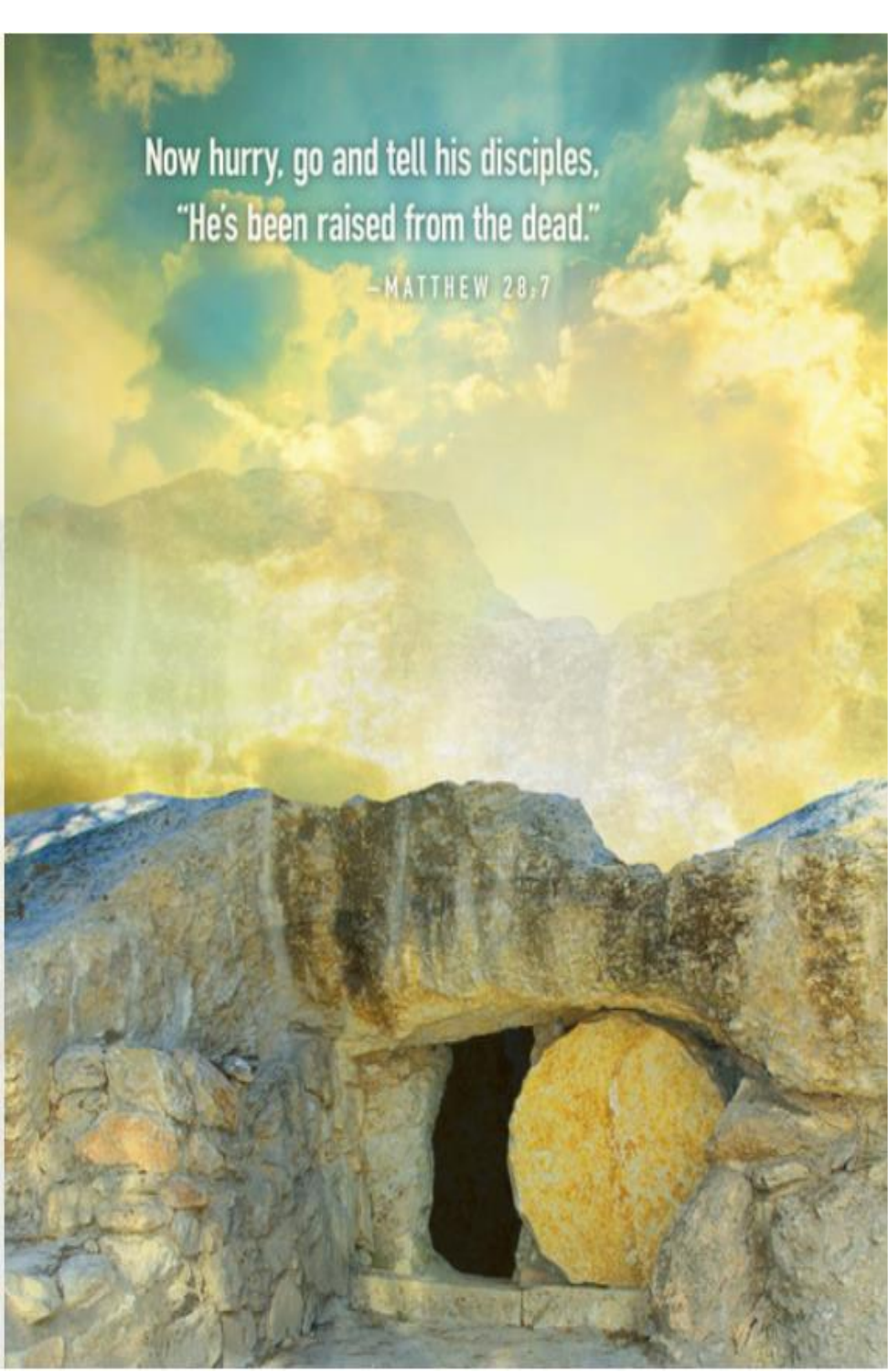Now hurry, go and tell his disciples,
"He's been raised from the dead."

—MATTHEW 28:7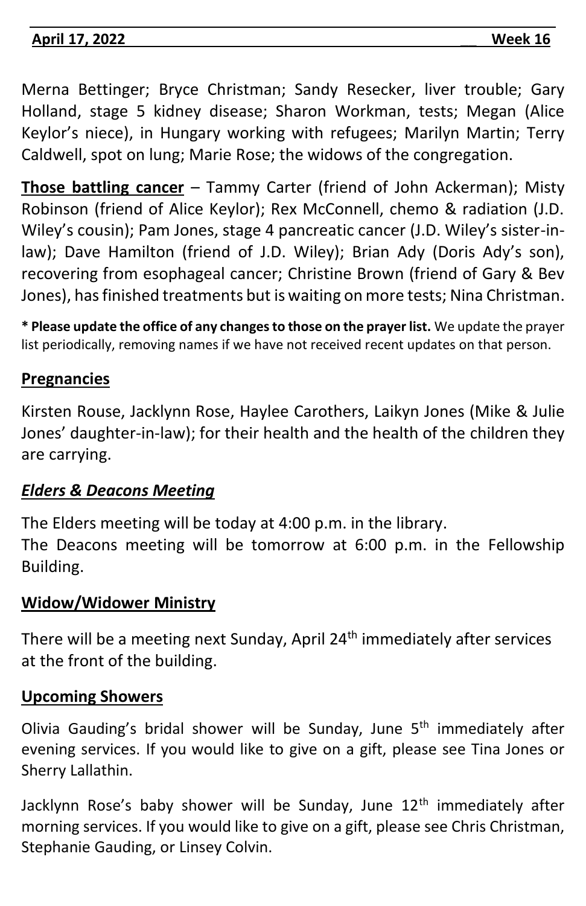Merna Bettinger; Bryce Christman; Sandy Resecker, liver trouble; Gary Holland, stage 5 kidney disease; Sharon Workman, tests; Megan (Alice Keylor's niece), in Hungary working with refugees; Marilyn Martin; Terry Caldwell, spot on lung; Marie Rose; the widows of the congregation.

**Those battling cancer** – Tammy Carter (friend of John Ackerman); Misty Robinson (friend of Alice Keylor); Rex McConnell, chemo & radiation (J.D. Wiley's cousin); Pam Jones, stage 4 pancreatic cancer (J.D. Wiley's sister-in-law); Dave Hamilton (friend of J.D. Wiley); Brian Ady (Doris Ady's son), recovering from esophageal cancer; Christine Brown (friend of Gary & Bev Jones), has finished treatments but is waiting on more tests; Nina Christman.

**\* Please update the office of any changes to those on the prayer list.** We update the prayer list periodically, removing names if we have not received recent updates on that person.

## Pregnancies

Kirsten Rouse, Jacklynn Rose, Haylee Carothers, Laikyn Jones (Mike & Julie Jones' daughter-in-law); for their health and the health of the children they are carrying.

## *Elders & Deacons Meeting*

The Elders meeting will be today at 4:00 p.m. in the library.
The Deacons meeting will be tomorrow at 6:00 p.m. in the Fellowship Building.

## Widow/Widower Ministry

There will be a meeting next Sunday, April 24th immediately after services at the front of the building.

## Upcoming Showers

Olivia Gauding's bridal shower will be Sunday, June 5th immediately after evening services. If you would like to give on a gift, please see Tina Jones or Sherry Lallathin.

Jacklynn Rose's baby shower will be Sunday, June 12th immediately after morning services. If you would like to give on a gift, please see Chris Christman, Stephanie Gauding, or Linsey Colvin.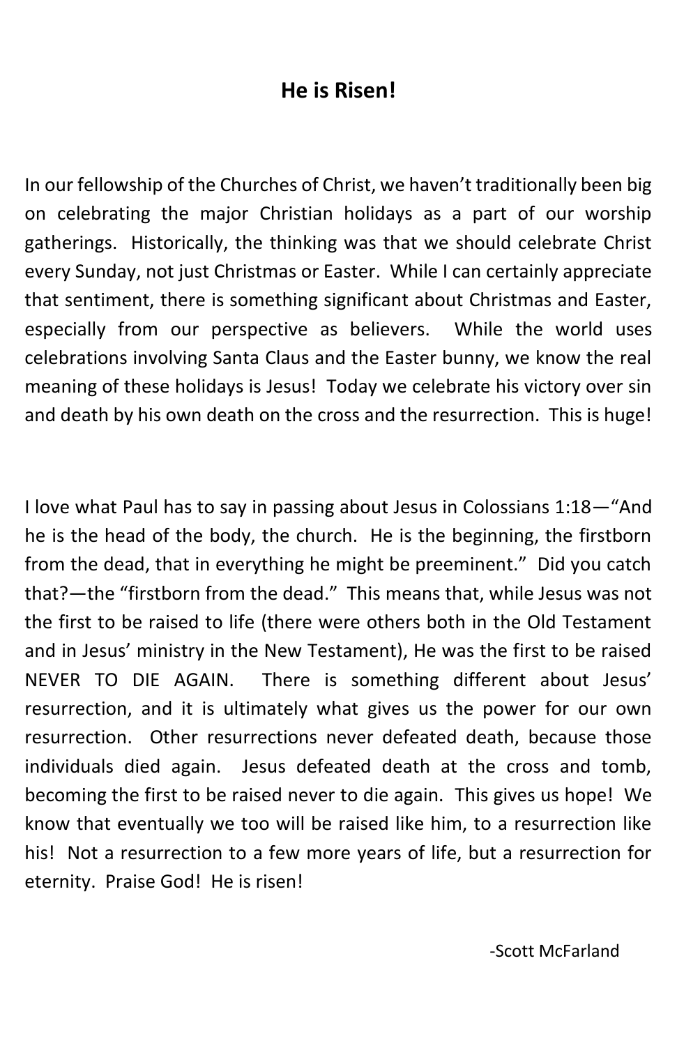## He is Risen!

In our fellowship of the Churches of Christ, we haven't traditionally been big on celebrating the major Christian holidays as a part of our worship gatherings. Historically, the thinking was that we should celebrate Christ every Sunday, not just Christmas or Easter. While I can certainly appreciate that sentiment, there is something significant about Christmas and Easter, especially from our perspective as believers. While the world uses celebrations involving Santa Claus and the Easter bunny, we know the real meaning of these holidays is Jesus! Today we celebrate his victory over sin and death by his own death on the cross and the resurrection. This is huge!

I love what Paul has to say in passing about Jesus in Colossians 1:18—"And he is the head of the body, the church. He is the beginning, the firstborn from the dead, that in everything he might be preeminent." Did you catch that?—the "firstborn from the dead." This means that, while Jesus was not the first to be raised to life (there were others both in the Old Testament and in Jesus' ministry in the New Testament), He was the first to be raised NEVER TO DIE AGAIN. There is something different about Jesus' resurrection, and it is ultimately what gives us the power for our own resurrection. Other resurrections never defeated death, because those individuals died again. Jesus defeated death at the cross and tomb, becoming the first to be raised never to die again. This gives us hope! We know that eventually we too will be raised like him, to a resurrection like his! Not a resurrection to a few more years of life, but a resurrection for eternity. Praise God! He is risen!

-Scott McFarland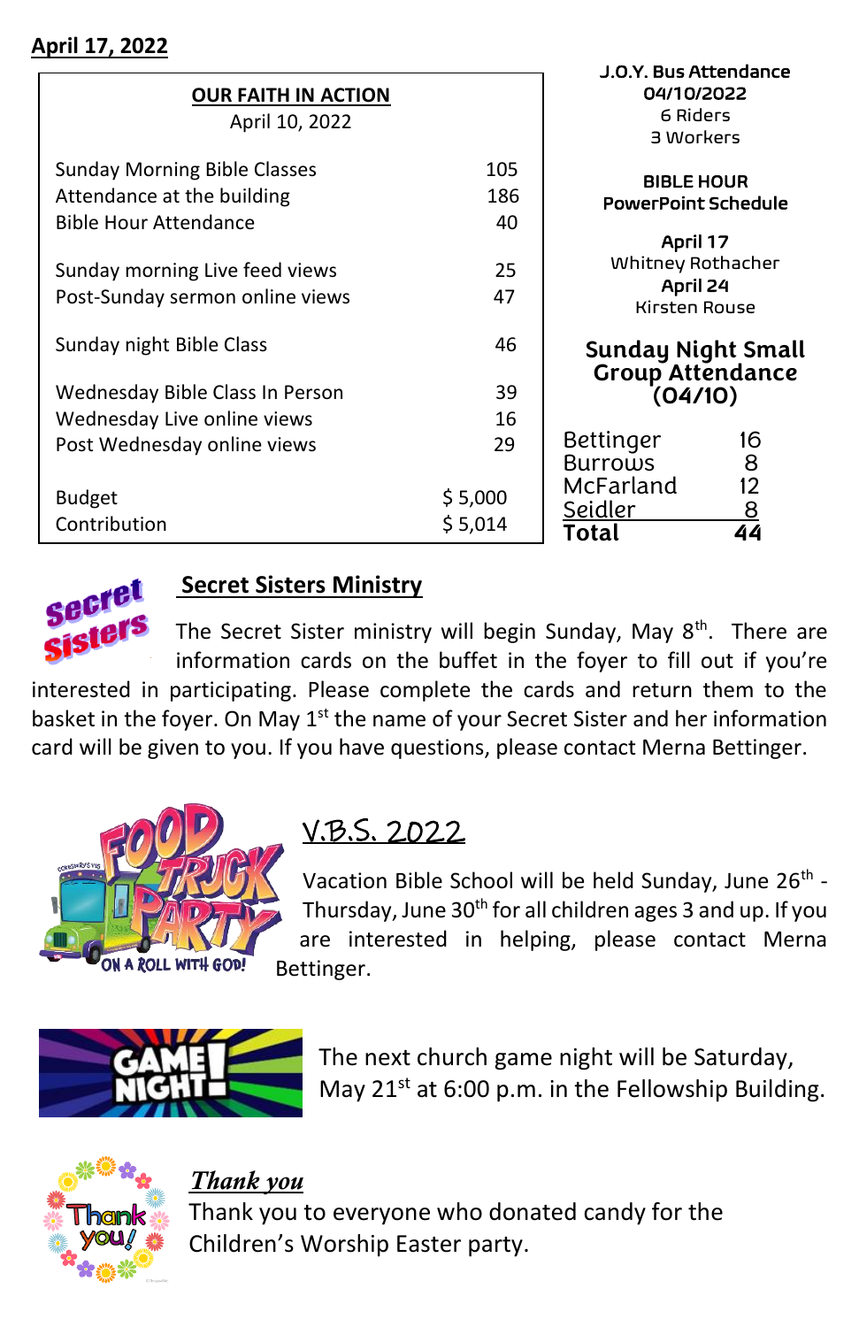**April 17, 2022**

## OUR FAITH IN ACTION

April 10, 2022

| | |
|---|---|
| Sunday Morning Bible Classes | 105 |
| Attendance at the building | 186 |
| Bible Hour Attendance | 40 |
| Sunday morning Live feed views | 25 |
| Post-Sunday sermon online views | 47 |
| Sunday night Bible Class | 46 |
| Wednesday Bible Class In Person | 39 |
| Wednesday Live online views | 16 |
| Post Wednesday online views | 29 |
| Budget | $ 5,000 |
| Contribution | $ 5,014 |

**J.O.Y. Bus Attendance**
**04/10/2022**
6 Riders
3 Workers

**BIBLE HOUR**
**PowerPoint Schedule**

**April 17**
Whitney Rothacher
**April 24**
Kirsten Rouse

### Sunday Night Small Group Attendance (04/10)

| | |
|---|---|
| Bettinger | 16 |
| Burrows | 8 |
| McFarland | 12 |
| Seidler | 8 |
| **Total** | **44** |

## Secret Sisters Ministry

The Secret Sister ministry will begin Sunday, May 8th. There are information cards on the buffet in the foyer to fill out if you're interested in participating. Please complete the cards and return them to the basket in the foyer. On May 1st the name of your Secret Sister and her information card will be given to you. If you have questions, please contact Merna Bettinger.

## V.B.S. 2022

Vacation Bible School will be held Sunday, June 26th - Thursday, June 30th for all children ages 3 and up. If you are interested in helping, please contact Merna Bettinger.

The next church game night will be Saturday, May 21st at 6:00 p.m. in the Fellowship Building.

## *Thank you*

Thank you to everyone who donated candy for the Children's Worship Easter party.